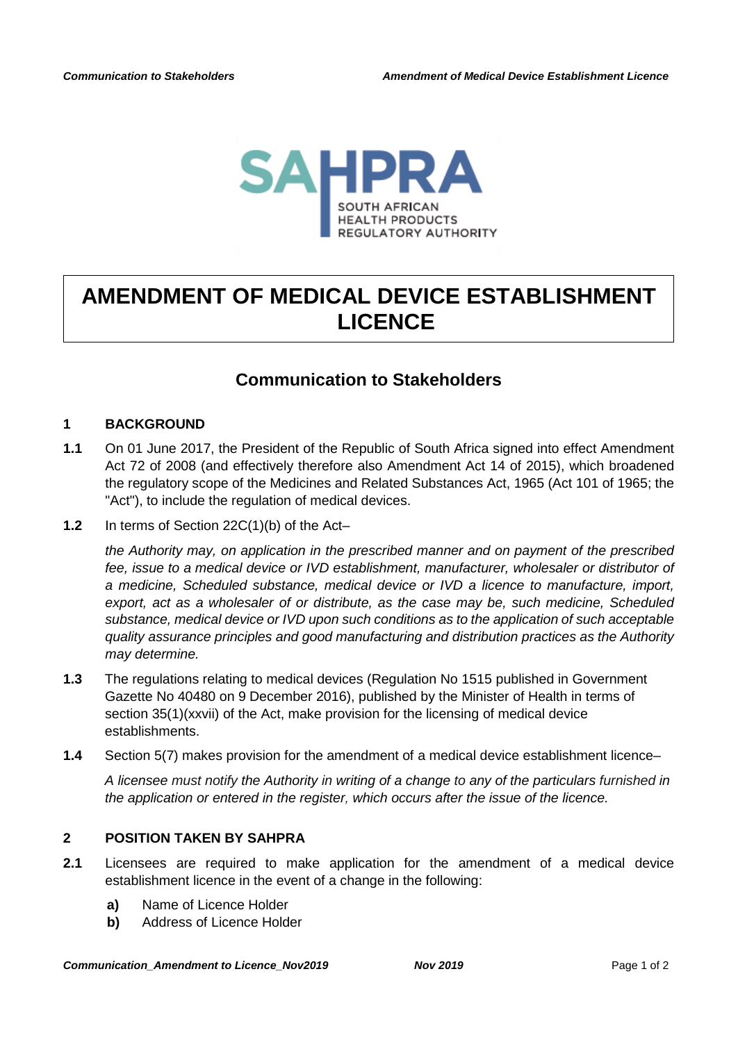SAHPRA

SOUTH AFRICAN HEALTH PRODUCTS REGULATORY AUTHORITY

# AMENDMENT OF MEDICAL DEVICE ESTABLISHMENT LICENCE

## Communication to Stakeholders

### 1 BACKGROUND

**1.1** On 01 June 2017, the President of the Republic of South Africa signed into effect Amendment Act 72 of 2008 (and effectively therefore also Amendment Act 14 of 2015), which broadened the regulatory scope of the Medicines and Related Substances Act, 1965 (Act 101 of 1965; the "Act"), to include the regulation of medical devices.

**1.2** In terms of Section 22C(1)(b) of the Act–

*the Authority may, on application in the prescribed manner and on payment of the prescribed fee, issue to a medical device or IVD establishment, manufacturer, wholesaler or distributor of a medicine, Scheduled substance, medical device or IVD a licence to manufacture, import, export, act as a wholesaler of or distribute, as the case may be, such medicine, Scheduled substance, medical device or IVD upon such conditions as to the application of such acceptable quality assurance principles and good manufacturing and distribution practices as the Authority may determine.*

**1.3** The regulations relating to medical devices (Regulation No 1515 published in Government Gazette No 40480 on 9 December 2016), published by the Minister of Health in terms of section 35(1)(xxvii) of the Act, make provision for the licensing of medical device establishments.

**1.4** Section 5(7) makes provision for the amendment of a medical device establishment licence–

*A licensee must notify the Authority in writing of a change to any of the particulars furnished in the application or entered in the register, which occurs after the issue of the licence.*

### 2 POSITION TAKEN BY SAHPRA

**2.1** Licensees are required to make application for the amendment of a medical device establishment licence in the event of a change in the following:

**a)** Name of Licence Holder
**b)** Address of Licence Holder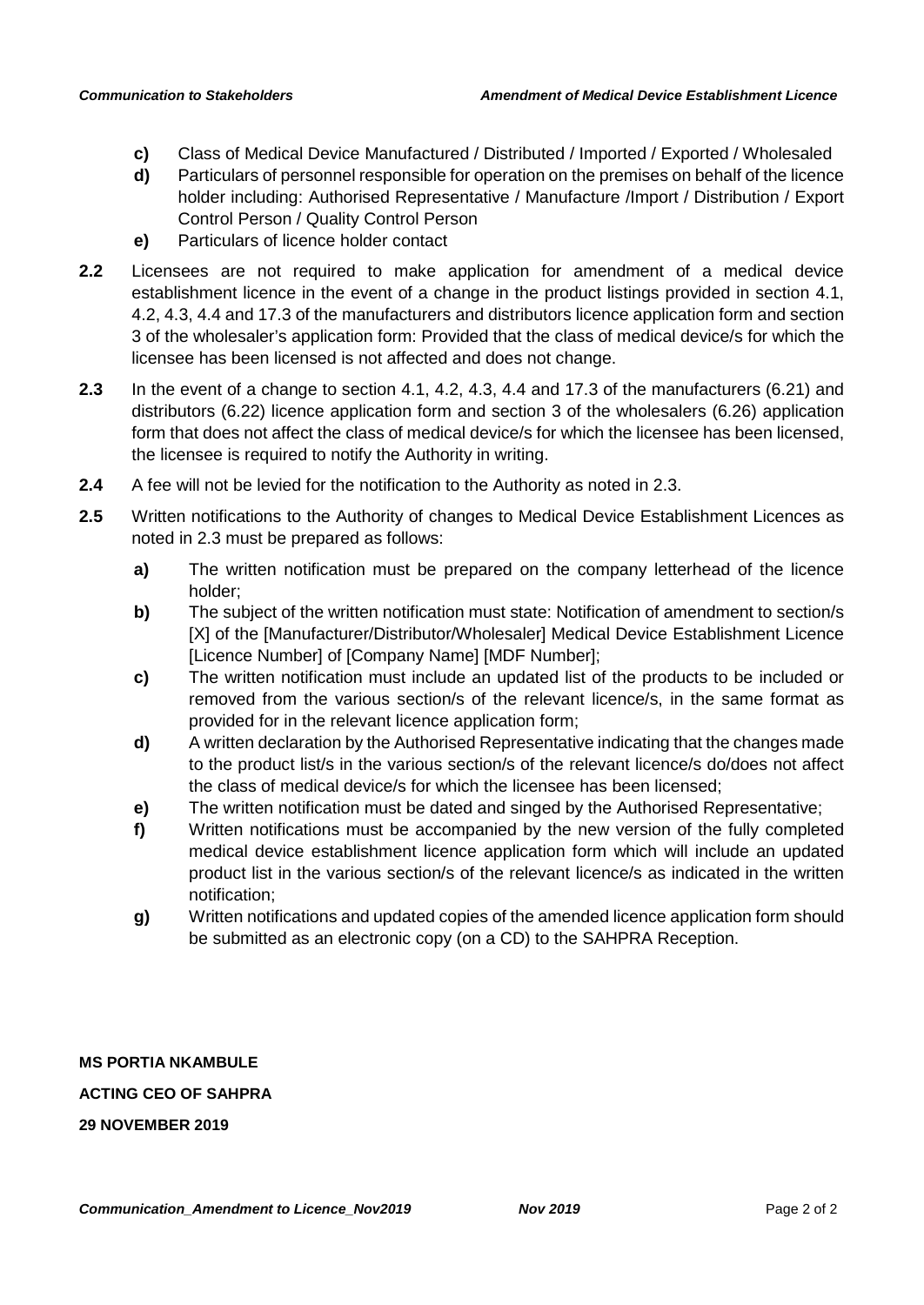c) Class of Medical Device Manufactured / Distributed / Imported / Exported / Wholesaled

d) Particulars of personnel responsible for operation on the premises on behalf of the licence holder including: Authorised Representative / Manufacture /Import / Distribution / Export Control Person / Quality Control Person

e) Particulars of licence holder contact

**2.2** Licensees are not required to make application for amendment of a medical device establishment licence in the event of a change in the product listings provided in section 4.1, 4.2, 4.3, 4.4 and 17.3 of the manufacturers and distributors licence application form and section 3 of the wholesaler's application form: Provided that the class of medical device/s for which the licensee has been licensed is not affected and does not change.

**2.3** In the event of a change to section 4.1, 4.2, 4.3, 4.4 and 17.3 of the manufacturers (6.21) and distributors (6.22) licence application form and section 3 of the wholesalers (6.26) application form that does not affect the class of medical device/s for which the licensee has been licensed, the licensee is required to notify the Authority in writing.

**2.4** A fee will not be levied for the notification to the Authority as noted in 2.3.

**2.5** Written notifications to the Authority of changes to Medical Device Establishment Licences as noted in 2.3 must be prepared as follows:

**a)** The written notification must be prepared on the company letterhead of the licence holder;

**b)** The subject of the written notification must state: Notification of amendment to section/s [X] of the [Manufacturer/Distributor/Wholesaler] Medical Device Establishment Licence [Licence Number] of [Company Name] [MDF Number];

**c)** The written notification must include an updated list of the products to be included or removed from the various section/s of the relevant licence/s, in the same format as provided for in the relevant licence application form;

**d)** A written declaration by the Authorised Representative indicating that the changes made to the product list/s in the various section/s of the relevant licence/s do/does not affect the class of medical device/s for which the licensee has been licensed;

**e)** The written notification must be dated and singed by the Authorised Representative;

**f)** Written notifications must be accompanied by the new version of the fully completed medical device establishment licence application form which will include an updated product list in the various section/s of the relevant licence/s as indicated in the written notification;

**g)** Written notifications and updated copies of the amended licence application form should be submitted as an electronic copy (on a CD) to the SAHPRA Reception.

**MS PORTIA NKAMBULE**

**ACTING CEO OF SAHPRA**

**29 NOVEMBER 2019**